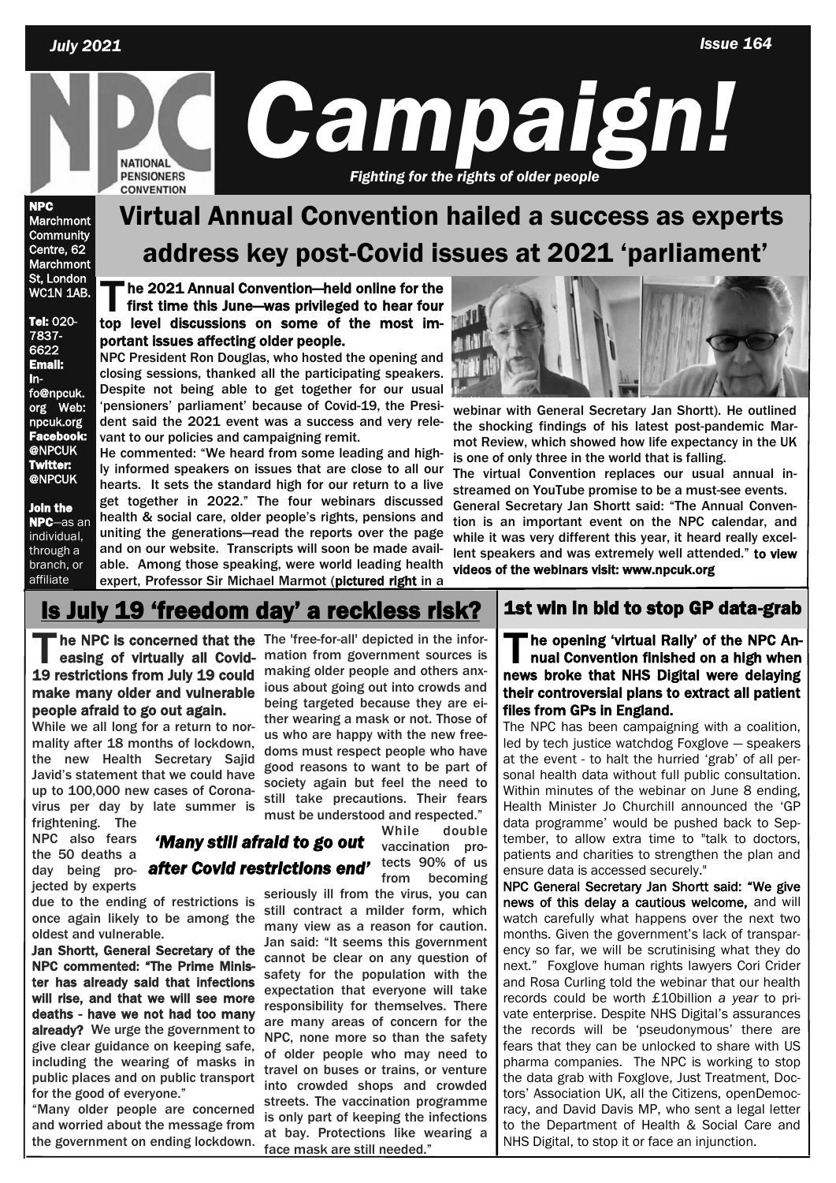July 2021

Issue 164

# Campaign!

*Fighting for the rights of older people*

NATIONAL PENSIONERS CONVENTION

**NPC** Marchmont Community Centre, 62 Marchmont St, London WC1N 1AB.

**Tel:** 020-7837-6622 **Email:** Info@npcuk.org **Web:** npcuk.org **Facebook:** @NPCUK **Twitter:** @NPCUK

**Join the NPC**—as an individual, through a branch, or affiliate

## Virtual Annual Convention hailed a success as experts address key post-Covid issues at 2021 'parliament'

**The 2021 Annual Convention—held online for the first time this June—was privileged to hear four top level discussions on some of the most important issues affecting older people.**

NPC President Ron Douglas, who hosted the opening and closing sessions, thanked all the participating speakers. Despite not being able to get together for our usual 'pensioners' parliament' because of Covid-19, the President said the 2021 event was a success and very relevant to our policies and campaigning remit.

He commented: "We heard from some leading and highly informed speakers on issues that are close to all our hearts. It sets the standard high for our return to a live get together in 2022." The four webinars discussed health & social care, older people's rights, pensions and uniting the generations—read the reports over the page and on our website. Transcripts will soon be made available. Among those speaking, were world leading health expert, Professor Sir Michael Marmot (**pictured right** in a webinar with General Secretary Jan Shortt). He outlined the shocking findings of his latest post-pandemic Marmot Review, which showed how life expectancy in the UK is one of only three in the world that is falling.

The virtual Convention replaces our usual annual instreamed on YouTube promise to be a must-see events.

General Secretary Jan Shortt said: "The Annual Convention is an important event on the NPC calendar, and while it was very different this year, it heard really excellent speakers and was extremely well attended." **to view videos of the webinars visit: www.npcuk.org**

## Is July 19 'freedom day' a reckless risk?

**The NPC is concerned that the easing of virtually all Covid-19 restrictions from July 19 could make many older and vulnerable people afraid to go out again.**

While we all long for a return to normality after 18 months of lockdown, the new Health Secretary Sajid Javid's statement that we could have up to 100,000 new cases of Coronavirus per day by late summer is frightening. The NPC also fears the 50 deaths a day being projected by experts due to the ending of restrictions is once again likely to be among the oldest and vulnerable.

**Jan Shortt, General Secretary of the NPC commented: "The Prime Minister has already said that infections will rise, and that we will see more deaths - have we not had too many already?** We urge the government to give clear guidance on keeping safe, including the wearing of masks in public places and on public transport for the good of everyone."

"Many older people are concerned and worried about the message from the government on ending lockdown. The 'free-for-all' depicted in the information from government sources is making older people and others anxious about going out into crowds and being targeted because they are either wearing a mask or not. Those of us who are happy with the new freedoms must respect people who have good reasons to want to be part of society again but feel the need to still take precautions. Their fears must be understood and respected."

***'Many still afraid to go out after Covid restrictions end'***

While double vaccination protects 90% of us from becoming seriously ill from the virus, you can still contract a milder form, which many view as a reason for caution. Jan said: "It seems this government cannot be clear on any question of safety for the population with the expectation that everyone will take responsibility for themselves. There are many areas of concern for the NPC, none more so than the safety of older people who may need to travel on buses or trains, or venture into crowded shops and crowded streets. The vaccination programme is only part of keeping the infections at bay. Protections like wearing a face mask are still needed."

## 1st win in bid to stop GP data-grab

**The opening 'virtual Rally' of the NPC Annual Convention finished on a high when news broke that NHS Digital were delaying their controversial plans to extract all patient files from GPs in England.**

The NPC has been campaigning with a coalition, led by tech justice watchdog Foxglove — speakers at the event - to halt the hurried 'grab' of all personal health data without full public consultation. Within minutes of the webinar on June 8 ending, Health Minister Jo Churchill announced the 'GP data programme' would be pushed back to September, to allow extra time to "talk to doctors, patients and charities to strengthen the plan and ensure data is accessed securely."

**NPC General Secretary Jan Shortt said: "We give news of this delay a cautious welcome,** and will watch carefully what happens over the next two months. Given the government's lack of transparency so far, we will be scrutinising what they do next." Foxglove human rights lawyers Cori Crider and Rosa Curling told the webinar that our health records could be worth £10billion *a year* to private enterprise. Despite NHS Digital's assurances the records will be 'pseudonymous' there are fears that they can be unlocked to share with US pharma companies. The NPC is working to stop the data grab with Foxglove, Just Treatment, Doctors' Association UK, all the Citizens, openDemocracy, and David Davis MP, who sent a legal letter to the Department of Health & Social Care and NHS Digital, to stop it or face an injunction.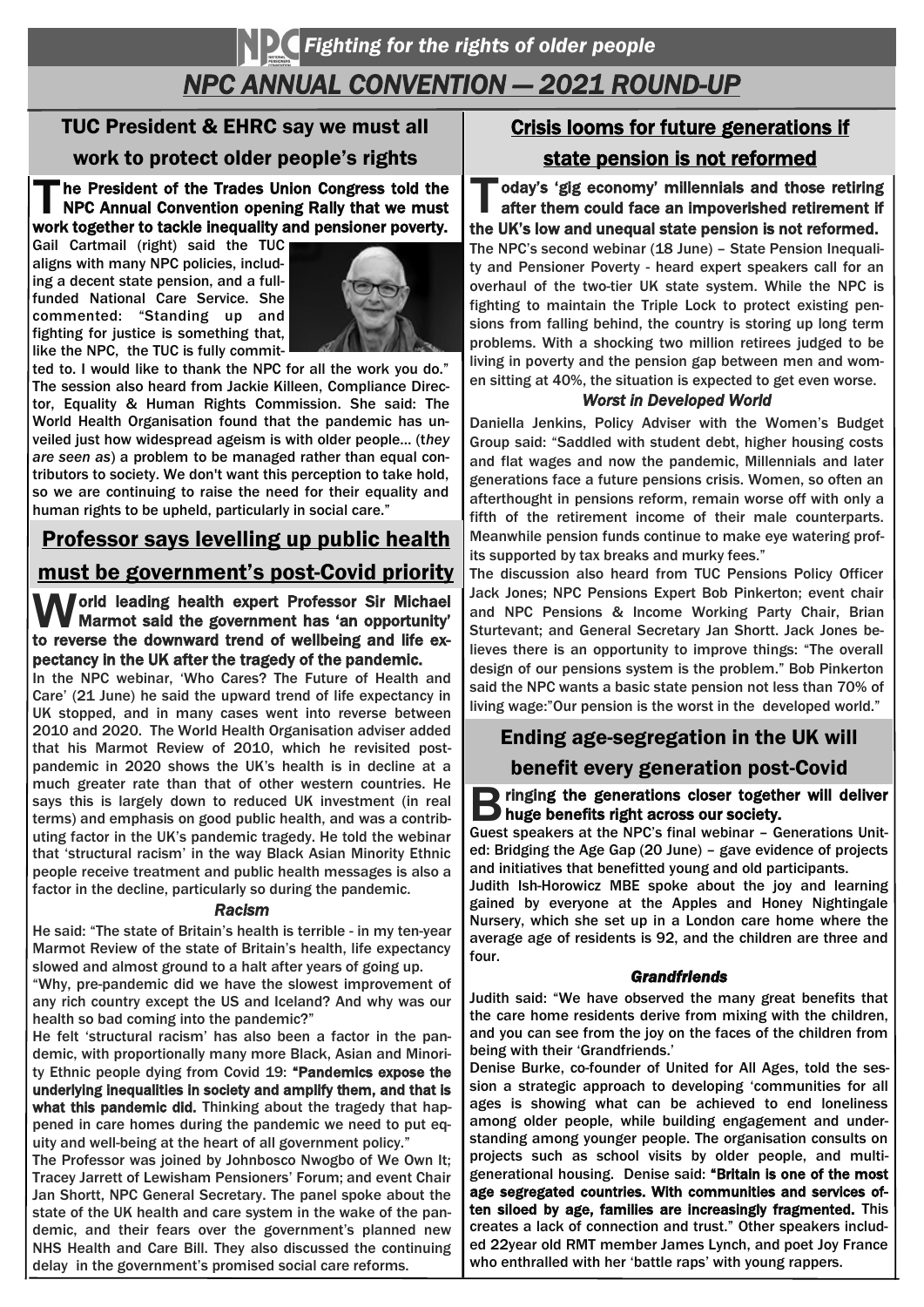*Fighting for the rights of older people*

# NPC ANNUAL CONVENTION — 2021 ROUND-UP

## TUC President & EHRC say we must all work to protect older people's rights

**The President of the Trades Union Congress told the NPC Annual Convention opening Rally that we must work together to tackle inequality and pensioner poverty.**

Gail Cartmail (right) said the TUC aligns with many NPC policies, including a decent state pension, and a full-funded National Care Service. She commented: "Standing up and fighting for justice is something that, like the NPC, the TUC is fully committed to. I would like to thank the NPC for all the work you do."

The session also heard from Jackie Killeen, Compliance Director, Equality & Human Rights Commission. She said: The World Health Organisation found that the pandemic has unveiled just how widespread ageism is with older people... (*they are seen as*) a problem to be managed rather than equal contributors to society. We don't want this perception to take hold, so we are continuing to raise the need for their equality and human rights to be upheld, particularly in social care."

## Professor says levelling up public health must be government's post-Covid priority

**World leading health expert Professor Sir Michael Marmot said the government has 'an opportunity' to reverse the downward trend of wellbeing and life expectancy in the UK after the tragedy of the pandemic.**

In the NPC webinar, 'Who Cares? The Future of Health and Care' (21 June) he said the upward trend of life expectancy in UK stopped, and in many cases went into reverse between 2010 and 2020. The World Health Organisation adviser added that his Marmot Review of 2010, which he revisited post-pandemic in 2020 shows the UK's health is in decline at a much greater rate than that of other western countries. He says this is largely down to reduced UK investment (in real terms) and emphasis on good public health, and was a contributing factor in the UK's pandemic tragedy. He told the webinar that 'structural racism' in the way Black Asian Minority Ethnic people receive treatment and public health messages is also a factor in the decline, particularly so during the pandemic.

### *Racism*

He said: "The state of Britain's health is terrible - in my ten-year Marmot Review of the state of Britain's health, life expectancy slowed and almost ground to a halt after years of going up.

"Why, pre-pandemic did we have the slowest improvement of any rich country except the US and Iceland? And why was our health so bad coming into the pandemic?"

He felt 'structural racism' has also been a factor in the pandemic, with proportionally many more Black, Asian and Minority Ethnic people dying from Covid 19: **"Pandemics expose the underlying inequalities in society and amplify them, and that is what this pandemic did.** Thinking about the tragedy that happened in care homes during the pandemic we need to put equity and well-being at the heart of all government policy."

The Professor was joined by Johnbosco Nwogbo of We Own It; Tracey Jarrett of Lewisham Pensioners' Forum; and event Chair Jan Shortt, NPC General Secretary. The panel spoke about the state of the UK health and care system in the wake of the pandemic, and their fears over the government's planned new NHS Health and Care Bill. They also discussed the continuing delay in the government's promised social care reforms.

## Crisis looms for future generations if state pension is not reformed

**Today's 'gig economy' millennials and those retiring after them could face an impoverished retirement if the UK's low and unequal state pension is not reformed.**

The NPC's second webinar (18 June) – State Pension Inequality and Pensioner Poverty - heard expert speakers call for an overhaul of the two-tier UK state system. While the NPC is fighting to maintain the Triple Lock to protect existing pensions from falling behind, the country is storing up long term problems. With a shocking two million retirees judged to be living in poverty and the pension gap between men and women sitting at 40%, the situation is expected to get even worse.

### *Worst in Developed World*

Daniella Jenkins, Policy Adviser with the Women's Budget Group said: "Saddled with student debt, higher housing costs and flat wages and now the pandemic, Millennials and later generations face a future pensions crisis. Women, so often an afterthought in pensions reform, remain worse off with only a fifth of the retirement income of their male counterparts. Meanwhile pension funds continue to make eye watering profits supported by tax breaks and murky fees."

The discussion also heard from TUC Pensions Policy Officer Jack Jones; NPC Pensions Expert Bob Pinkerton; event chair and NPC Pensions & Income Working Party Chair, Brian Sturtevant; and General Secretary Jan Shortt. Jack Jones believes there is an opportunity to improve things: "The overall design of our pensions system is the problem." Bob Pinkerton said the NPC wants a basic state pension not less than 70% of living wage:"Our pension is the worst in the developed world."

## Ending age-segregation in the UK will benefit every generation post-Covid

**Bringing the generations closer together will deliver huge benefits right across our society.**

Guest speakers at the NPC's final webinar – Generations United: Bridging the Age Gap (20 June) – gave evidence of projects and initiatives that benefitted young and old participants.

Judith Ish-Horowicz MBE spoke about the joy and learning gained by everyone at the Apples and Honey Nightingale Nursery, which she set up in a London care home where the average age of residents is 92, and the children are three and four.

### *Grandfriends*

Judith said: "We have observed the many great benefits that the care home residents derive from mixing with the children, and you can see from the joy on the faces of the children from being with their 'Grandfriends.'

Denise Burke, co-founder of United for All Ages, told the session a strategic approach to developing 'communities for all ages is showing what can be achieved to end loneliness among older people, while building engagement and understanding among younger people. The organisation consults on projects such as school visits by older people, and multi-generational housing. Denise said: **"Britain is one of the most age segregated countries. With communities and services often siloed by age, families are increasingly fragmented.** This creates a lack of connection and trust." Other speakers included 22year old RMT member James Lynch, and poet Joy France who enthralled with her 'battle raps' with young rappers.